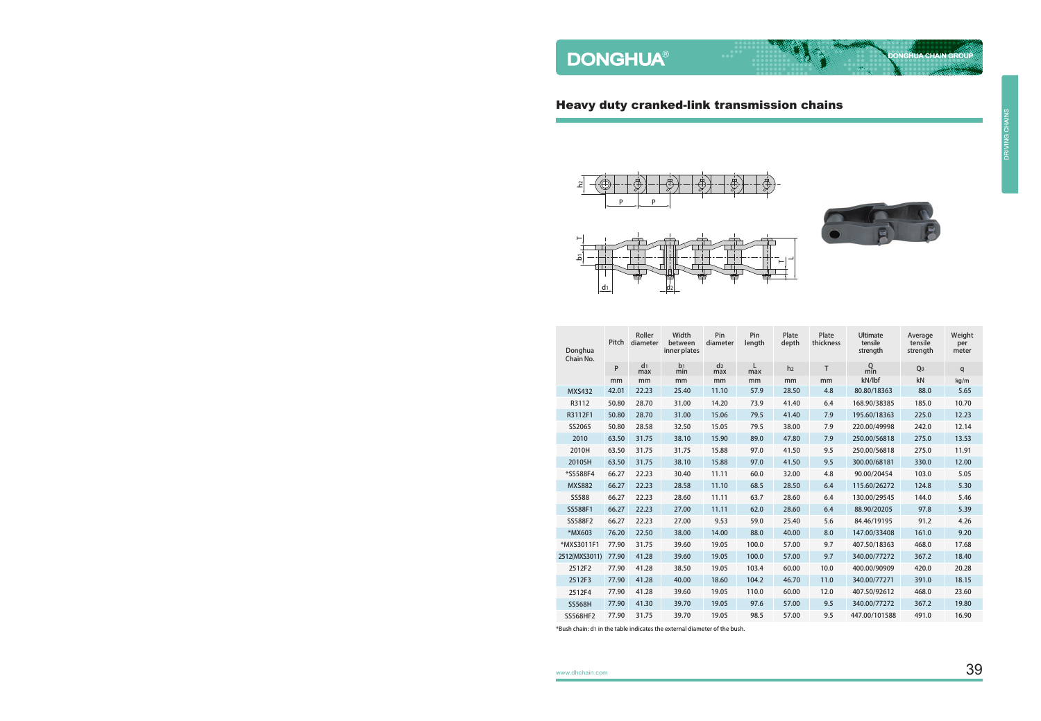## Heavy duty cranked-link transmission chains

| Donghua Chain No. | Pitch | Roller diameter | Width between inner plates | Pin diameter | Pin length | Plate depth | Plate thickness | Ultimate tensile strength | Average tensile strength | Weight per meter |
|---|---|---|---|---|---|---|---|---|---|---|
| | P | $d_1$ max | $b_1$ min | $d_2$ max | L max | $h_2$ | T | Q min | $Q_0$ | q |
| | mm | mm | mm | mm | mm | mm | mm | kN/lbf | kN | kg/m |
| MXS432 | 42.01 | 22.23 | 25.40 | 11.10 | 57.9 | 28.50 | 4.8 | 80.80/18363 | 88.0 | 5.65 |
| R3112 | 50.80 | 28.70 | 31.00 | 14.20 | 73.9 | 41.40 | 6.4 | 168.90/38385 | 185.0 | 10.70 |
| R3112F1 | 50.80 | 28.70 | 31.00 | 15.06 | 79.5 | 41.40 | 7.9 | 195.60/18363 | 225.0 | 12.23 |
| SS2065 | 50.80 | 28.58 | 32.50 | 15.05 | 79.5 | 38.00 | 7.9 | 220.00/49998 | 242.0 | 12.14 |
| 2010 | 63.50 | 31.75 | 38.10 | 15.90 | 89.0 | 47.80 | 7.9 | 250.00/56818 | 275.0 | 13.53 |
| 2010H | 63.50 | 31.75 | 31.75 | 15.88 | 97.0 | 41.50 | 9.5 | 250.00/56818 | 275.0 | 11.91 |
| 2010SH | 63.50 | 31.75 | 38.10 | 15.88 | 97.0 | 41.50 | 9.5 | 300.00/68181 | 330.0 | 12.00 |
| *SS588F4 | 66.27 | 22.23 | 30.40 | 11.11 | 60.0 | 32.00 | 4.8 | 90.00/20454 | 103.0 | 5.05 |
| MXS882 | 66.27 | 22.23 | 28.58 | 11.10 | 68.5 | 28.50 | 6.4 | 115.60/26272 | 124.8 | 5.30 |
| SS588 | 66.27 | 22.23 | 28.60 | 11.11 | 63.7 | 28.60 | 6.4 | 130.00/29545 | 144.0 | 5.46 |
| SS588F1 | 66.27 | 22.23 | 27.00 | 11.11 | 62.0 | 28.60 | 6.4 | 88.90/20205 | 97.8 | 5.39 |
| SS588F2 | 66.27 | 22.23 | 27.00 | 9.53 | 59.0 | 25.40 | 5.6 | 84.46/19195 | 91.2 | 4.26 |
| *MX603 | 76.20 | 22.50 | 38.00 | 14.00 | 88.0 | 40.00 | 8.0 | 147.00/33408 | 161.0 | 9.20 |
| *MXS3011F1 | 77.90 | 31.75 | 39.60 | 19.05 | 100.0 | 57.00 | 9.7 | 407.50/18363 | 468.0 | 17.68 |
| 2512(MXS3011) | 77.90 | 41.28 | 39.60 | 19.05 | 100.0 | 57.00 | 9.7 | 340.00/77272 | 367.2 | 18.40 |
| 2512F2 | 77.90 | 41.28 | 38.50 | 19.05 | 103.4 | 60.00 | 10.0 | 400.00/90909 | 420.0 | 20.28 |
| 2512F3 | 77.90 | 41.28 | 40.00 | 18.60 | 104.2 | 46.70 | 11.0 | 340.00/77271 | 391.0 | 18.15 |
| 2512F4 | 77.90 | 41.28 | 39.60 | 19.05 | 110.0 | 60.00 | 12.0 | 407.50/92612 | 468.0 | 23.60 |
| SS568H | 77.90 | 41.30 | 39.70 | 19.05 | 97.6 | 57.00 | 9.5 | 340.00/77272 | 367.2 | 19.80 |
| SS568HF2 | 77.90 | 31.75 | 39.70 | 19.05 | 98.5 | 57.00 | 9.5 | 447.00/101588 | 491.0 | 16.90 |

*Bush chain: $d_1$ in the table indicates the external diameter of the bush.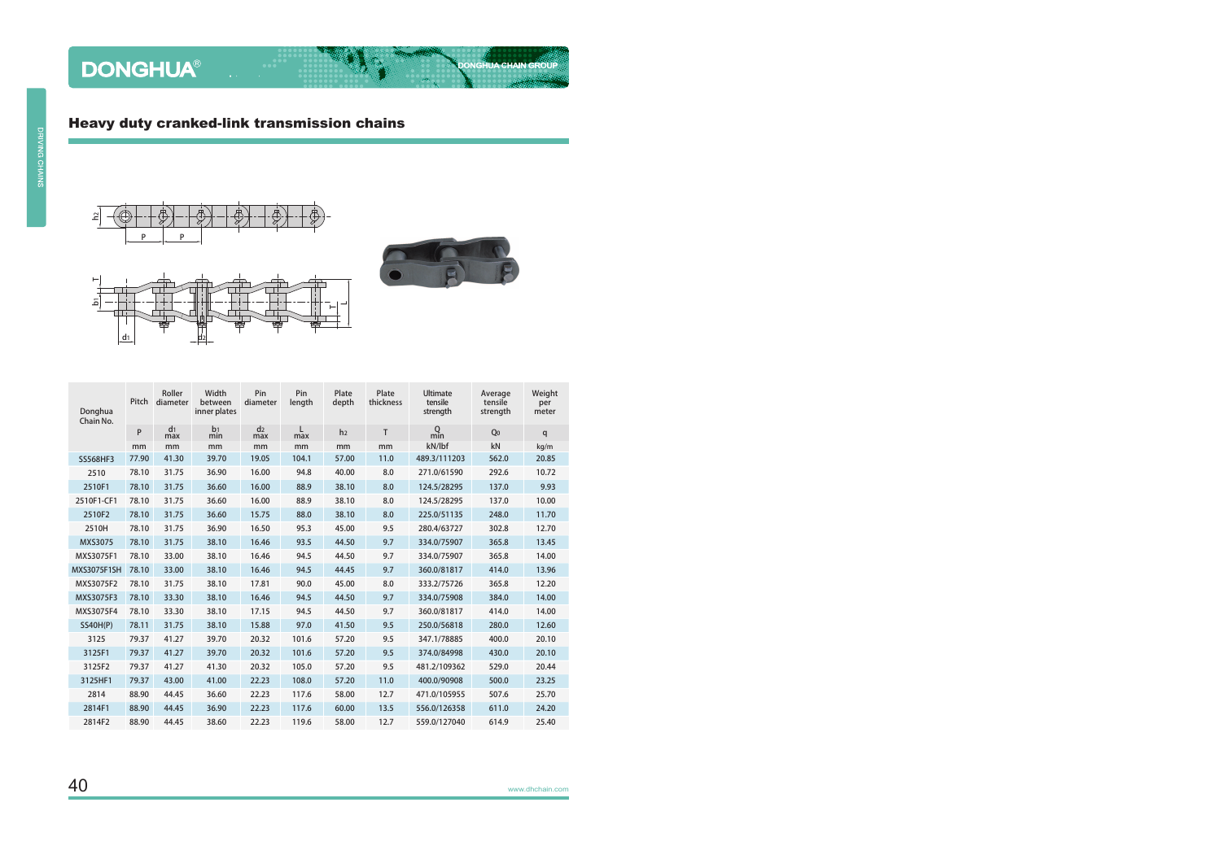## Heavy duty cranked-link transmission chains

| Donghua Chain No. | Pitch | Roller diameter | Width between inner plates | Pin diameter | Pin length | Plate depth | Plate thickness | Ultimate tensile strength | Average tensile strength | Weight per meter |
|---|---|---|---|---|---|---|---|---|---|---|
| | P | $d_1$ max | $b_1$ min | $d_2$ max | L max | $h_2$ | T | Q min | $Q_0$ | q |
| | mm | mm | mm | mm | mm | mm | mm | kN/lbf | kN | kg/m |
| SS568HF3 | 77.90 | 41.30 | 39.70 | 19.05 | 104.1 | 57.00 | 11.0 | 489.3/111203 | 562.0 | 20.85 |
| 2510 | 78.10 | 31.75 | 36.90 | 16.00 | 94.8 | 40.00 | 8.0 | 271.0/61590 | 292.6 | 10.72 |
| 2510F1 | 78.10 | 31.75 | 36.60 | 16.00 | 88.9 | 38.10 | 8.0 | 124.5/28295 | 137.0 | 9.93 |
| 2510F1-CF1 | 78.10 | 31.75 | 36.60 | 16.00 | 88.9 | 38.10 | 8.0 | 124.5/28295 | 137.0 | 10.00 |
| 2510F2 | 78.10 | 31.75 | 36.60 | 15.75 | 88.0 | 38.10 | 8.0 | 225.0/51135 | 248.0 | 11.70 |
| 2510H | 78.10 | 31.75 | 36.90 | 16.50 | 95.3 | 45.00 | 9.5 | 280.4/63727 | 302.8 | 12.70 |
| MXS3075 | 78.10 | 31.75 | 38.10 | 16.46 | 93.5 | 44.50 | 9.7 | 334.0/75907 | 365.8 | 13.45 |
| MXS3075F1 | 78.10 | 33.00 | 38.10 | 16.46 | 94.5 | 44.50 | 9.7 | 334.0/75907 | 365.8 | 14.00 |
| MXS3075F1SH | 78.10 | 33.00 | 38.10 | 16.46 | 94.5 | 44.45 | 9.7 | 360.0/81817 | 414.0 | 13.96 |
| MXS3075F2 | 78.10 | 31.75 | 38.10 | 17.81 | 90.0 | 45.00 | 8.0 | 333.2/75726 | 365.8 | 12.20 |
| MXS3075F3 | 78.10 | 33.30 | 38.10 | 16.46 | 94.5 | 44.50 | 9.7 | 334.0/75908 | 384.0 | 14.00 |
| MXS3075F4 | 78.10 | 33.30 | 38.10 | 17.15 | 94.5 | 44.50 | 9.7 | 360.0/81817 | 414.0 | 14.00 |
| SS40H(P) | 78.11 | 31.75 | 38.10 | 15.88 | 97.0 | 41.50 | 9.5 | 250.0/56818 | 280.0 | 12.60 |
| 3125 | 79.37 | 41.27 | 39.70 | 20.32 | 101.6 | 57.20 | 9.5 | 347.1/78885 | 400.0 | 20.10 |
| 3125F1 | 79.37 | 41.27 | 39.70 | 20.32 | 101.6 | 57.20 | 9.5 | 374.0/84998 | 430.0 | 20.10 |
| 3125F2 | 79.37 | 41.27 | 41.30 | 20.32 | 105.0 | 57.20 | 9.5 | 481.2/109362 | 529.0 | 20.44 |
| 3125HF1 | 79.37 | 43.00 | 41.00 | 22.23 | 108.0 | 57.20 | 11.0 | 400.0/90908 | 500.0 | 23.25 |
| 2814 | 88.90 | 44.45 | 36.60 | 22.23 | 117.6 | 58.00 | 12.7 | 471.0/105955 | 507.6 | 25.70 |
| 2814F1 | 88.90 | 44.45 | 36.90 | 22.23 | 117.6 | 60.00 | 13.5 | 556.0/126358 | 611.0 | 24.20 |
| 2814F2 | 88.90 | 44.45 | 38.60 | 22.23 | 119.6 | 58.00 | 12.7 | 559.0/127040 | 614.9 | 25.40 |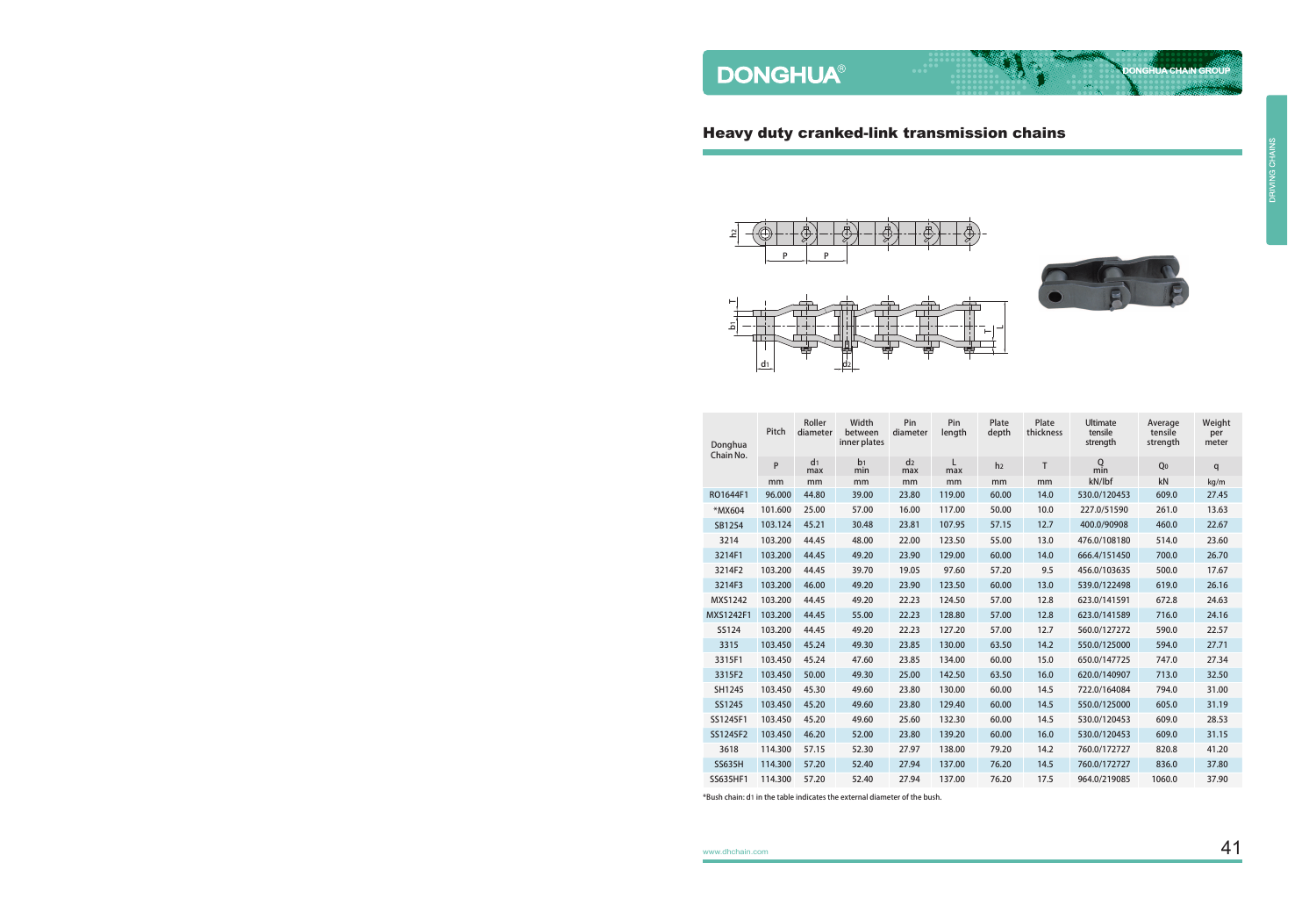## Heavy duty cranked-link transmission chains

| Donghua Chain No. | Pitch | Roller diameter | Width between inner plates | Pin diameter | Pin length | Plate depth | Plate thickness | Ultimate tensile strength | Average tensile strength | Weight per meter |
|---|---|---|---|---|---|---|---|---|---|---|
| | P | $d_1$ max | $b_1$ min | $d_2$ max | L max | $h_2$ | T | Q min | $Q_0$ | q |
| | mm | mm | mm | mm | mm | mm | mm | kN/lbf | kN | kg/m |
| RO1644F1 | 96.000 | 44.80 | 39.00 | 23.80 | 119.00 | 60.00 | 14.0 | 530.0/120453 | 609.0 | 27.45 |
| *MX604 | 101.600 | 25.00 | 57.00 | 16.00 | 117.00 | 50.00 | 10.0 | 227.0/51590 | 261.0 | 13.63 |
| SB1254 | 103.124 | 45.21 | 30.48 | 23.81 | 107.95 | 57.15 | 12.7 | 400.0/90908 | 460.0 | 22.67 |
| 3214 | 103.200 | 44.45 | 48.00 | 22.00 | 123.50 | 55.00 | 13.0 | 476.0/108180 | 514.0 | 23.60 |
| 3214F1 | 103.200 | 44.45 | 49.20 | 23.90 | 129.00 | 60.00 | 14.0 | 666.4/151450 | 700.0 | 26.70 |
| 3214F2 | 103.200 | 44.45 | 39.70 | 19.05 | 97.60 | 57.20 | 9.5 | 456.0/103635 | 500.0 | 17.67 |
| 3214F3 | 103.200 | 46.00 | 49.20 | 23.90 | 123.50 | 60.00 | 13.0 | 539.0/122498 | 619.0 | 26.16 |
| MXS1242 | 103.200 | 44.45 | 49.20 | 22.23 | 124.50 | 57.00 | 12.8 | 623.0/141591 | 672.8 | 24.63 |
| MXS1242F1 | 103.200 | 44.45 | 55.00 | 22.23 | 128.80 | 57.00 | 12.8 | 623.0/141589 | 716.0 | 24.16 |
| SS124 | 103.200 | 44.45 | 49.20 | 22.23 | 127.20 | 57.00 | 12.7 | 560.0/127272 | 590.0 | 22.57 |
| 3315 | 103.450 | 45.24 | 49.30 | 23.85 | 130.00 | 63.50 | 14.2 | 550.0/125000 | 594.0 | 27.71 |
| 3315F1 | 103.450 | 45.24 | 47.60 | 23.85 | 134.00 | 60.00 | 15.0 | 650.0/147725 | 747.0 | 27.34 |
| 3315F2 | 103.450 | 50.00 | 49.30 | 25.00 | 142.50 | 63.50 | 16.0 | 620.0/140907 | 713.0 | 32.50 |
| SH1245 | 103.450 | 45.30 | 49.60 | 23.80 | 130.00 | 60.00 | 14.5 | 722.0/164084 | 794.0 | 31.00 |
| SS1245 | 103.450 | 45.20 | 49.60 | 23.80 | 129.40 | 60.00 | 14.5 | 550.0/125000 | 605.0 | 31.19 |
| SS1245F1 | 103.450 | 45.20 | 49.60 | 25.60 | 132.30 | 60.00 | 14.5 | 530.0/120453 | 609.0 | 28.53 |
| SS1245F2 | 103.450 | 46.20 | 52.00 | 23.80 | 139.20 | 60.00 | 16.0 | 530.0/120453 | 609.0 | 31.15 |
| 3618 | 114.300 | 57.15 | 52.30 | 27.97 | 138.00 | 79.20 | 14.2 | 760.0/172727 | 820.8 | 41.20 |
| SS635H | 114.300 | 57.20 | 52.40 | 27.94 | 137.00 | 76.20 | 14.5 | 760.0/172727 | 836.0 | 37.80 |
| SS635HF1 | 114.300 | 57.20 | 52.40 | 27.94 | 137.00 | 76.20 | 17.5 | 964.0/219085 | 1060.0 | 37.90 |

*Bush chain: $d_1$ in the table indicates the external diameter of the bush.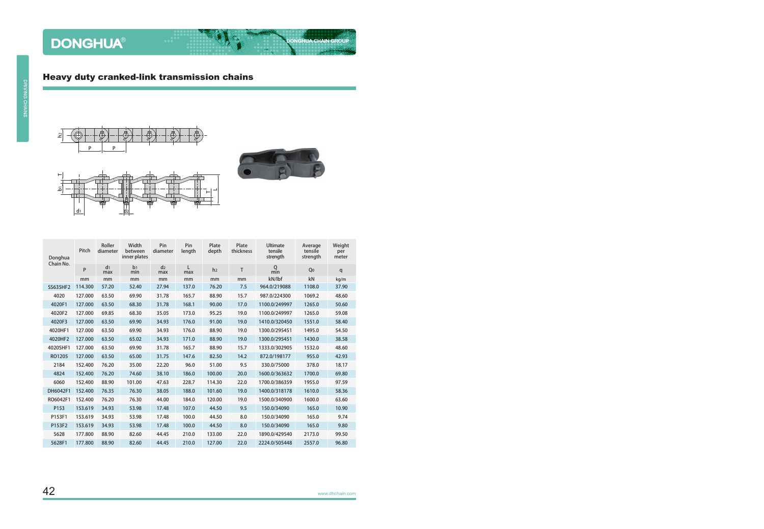## Heavy duty cranked-link transmission chains

| Donghua Chain No. | Pitch | Roller diameter | Width between inner plates | Pin diameter | Pin length | Plate depth | Plate thickness | Ultimate tensile strength | Average tensile strength | Weight per meter |
|---|---|---|---|---|---|---|---|---|---|---|
| | P | $d_1$ max | $b_1$ min | $d_2$ max | L max | $h_2$ | T | Q min | $Q_0$ | q |
| | mm | mm | mm | mm | mm | mm | mm | kN/lbf | kN | kg/m |
| SS635HF2 | 114.300 | 57.20 | 52.40 | 27.94 | 137.0 | 76.20 | 7.5 | 964.0/219088 | 1108.0 | 37.90 |
| 4020 | 127.000 | 63.50 | 69.90 | 31.78 | 165.7 | 88.90 | 15.7 | 987.0/224300 | 1069.2 | 48.60 |
| 4020F1 | 127.000 | 63.50 | 68.30 | 31.78 | 168.1 | 90.00 | 17.0 | 1100.0/249997 | 1265.0 | 50.60 |
| 4020F2 | 127.000 | 69.85 | 68.30 | 35.05 | 173.0 | 95.25 | 19.0 | 1100.0/249997 | 1265.0 | 59.08 |
| 4020F3 | 127.000 | 63.50 | 69.90 | 34.93 | 176.0 | 91.00 | 19.0 | 1410.0/320450 | 1551.0 | 58.40 |
| 4020HF1 | 127.000 | 63.50 | 69.90 | 34.93 | 176.0 | 88.90 | 19.0 | 1300.0/295451 | 1495.0 | 54.50 |
| 4020HF2 | 127.000 | 63.50 | 65.02 | 34.93 | 171.0 | 88.90 | 19.0 | 1300.0/295451 | 1430.0 | 38.58 |
| 4020SHF1 | 127.000 | 63.50 | 69.90 | 31.78 | 165.7 | 88.90 | 15.7 | 1333.0/302905 | 1532.0 | 48.60 |
| RO1205 | 127.000 | 63.50 | 65.00 | 31.75 | 147.6 | 82.50 | 14.2 | 872.0/198177 | 955.0 | 42.93 |
| 2184 | 152.400 | 76.20 | 35.00 | 22.20 | 96.0 | 51.00 | 9.5 | 330.0/75000 | 378.0 | 18.17 |
| 4824 | 152.400 | 76.20 | 74.60 | 38.10 | 186.0 | 100.00 | 20.0 | 1600.0/363632 | 1700.0 | 69.80 |
| 6060 | 152.400 | 88.90 | 101.00 | 47.63 | 228.7 | 114.30 | 22.0 | 1700.0/386359 | 1955.0 | 97.59 |
| DH6042F1 | 152.400 | 76.35 | 76.30 | 38.05 | 188.0 | 101.60 | 19.0 | 1400.0/318178 | 1610.0 | 58.36 |
| RO6042F1 | 152.400 | 76.20 | 76.30 | 44.00 | 184.0 | 120.00 | 19.0 | 1500.0/340900 | 1600.0 | 63.60 |
| P153 | 153.619 | 34.93 | 53.98 | 17.48 | 107.0 | 44.50 | 9.5 | 150.0/34090 | 165.0 | 10.90 |
| P153F1 | 153.619 | 34.93 | 53.98 | 17.48 | 100.0 | 44.50 | 8.0 | 150.0/34090 | 165.0 | 9.74 |
| P153F2 | 153.619 | 34.93 | 53.98 | 17.48 | 100.0 | 44.50 | 8.0 | 150.0/34090 | 165.0 | 9.80 |
| 5628 | 177.800 | 88.90 | 82.60 | 44.45 | 210.0 | 133.00 | 22.0 | 1890.0/429540 | 2173.0 | 99.50 |
| 5628F1 | 177.800 | 88.90 | 82.60 | 44.45 | 210.0 | 127.00 | 22.0 | 2224.0/505448 | 2557.0 | 96.80 |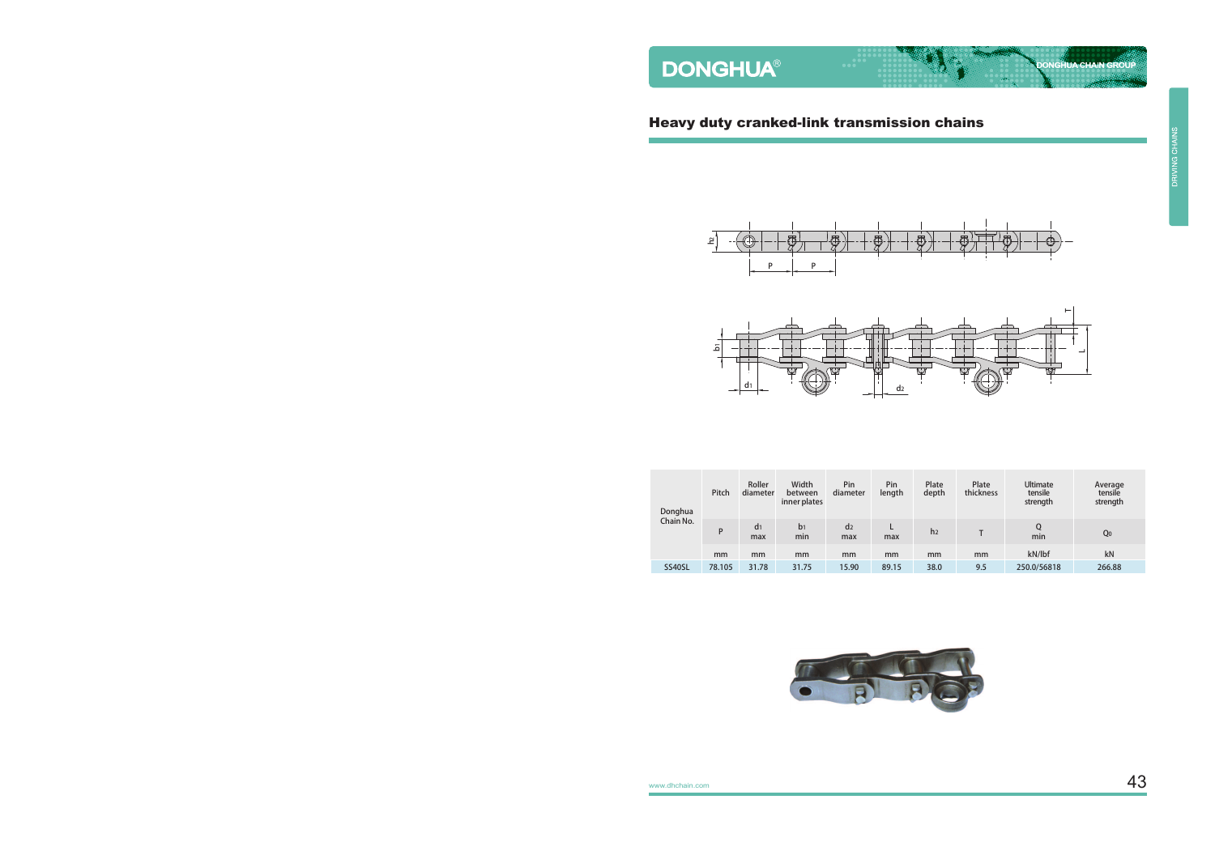## Heavy duty cranked-link transmission chains

| Donghua Chain No. | Pitch | Roller diameter | Width between inner plates | Pin diameter | Pin length | Plate depth | Plate thickness | Ultimate tensile strength | Average tensile strength |
|---|---|---|---|---|---|---|---|---|---|
| | P | $d_1$ max | $b_1$ min | $d_2$ max | L max | $h_2$ | T | Q min | $Q_0$ |
| | mm | mm | mm | mm | mm | mm | mm | kN/lbf | kN |
| SS40SL | 78.105 | 31.78 | 31.75 | 15.90 | 89.15 | 38.0 | 9.5 | 250.0/56818 | 266.88 |